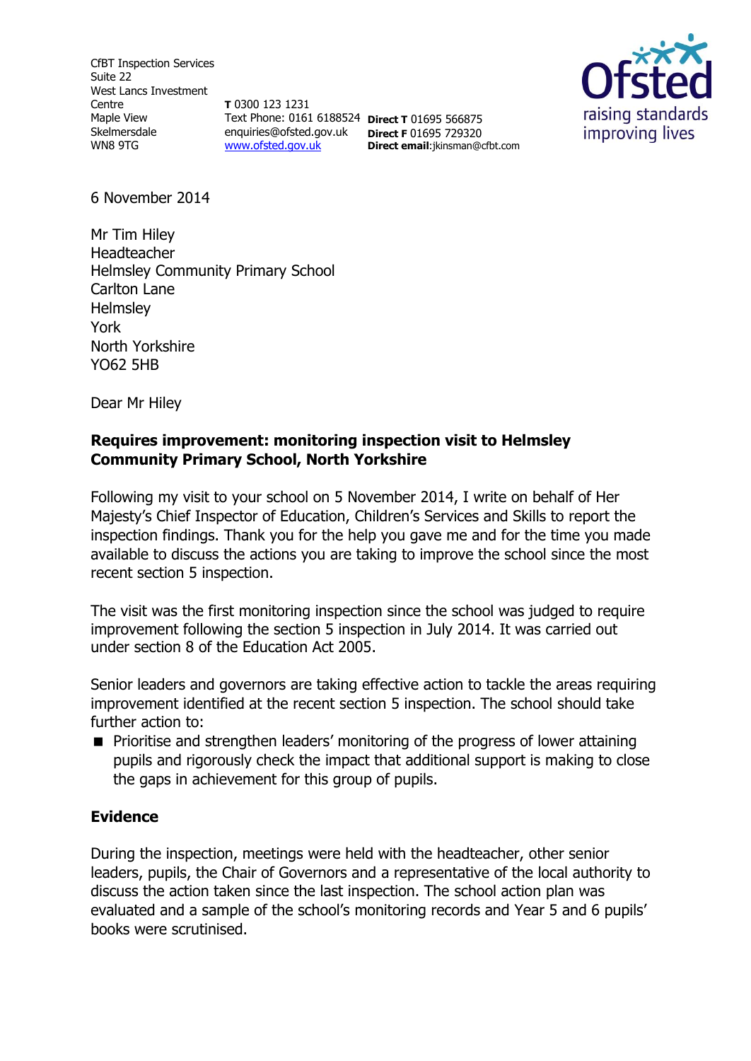CfBT Inspection Services
Suite 22
West Lancs Investment Centre
Maple View
Skelmersdale
WN8 9TG

**T** 0300 123 1231
Text Phone: 0161 6188524
enquiries@ofsted.gov.uk
www.ofsted.gov.uk

**Direct T** 01695 566875
**Direct F** 01695 729320
**Direct email**:jkinsman@cfbt.com

Ofsted
raising standards
improving lives

6 November 2014

Mr Tim Hiley
Headteacher
Helmsley Community Primary School
Carlton Lane
Helmsley
York
North Yorkshire
YO62 5HB

Dear Mr Hiley

**Requires improvement: monitoring inspection visit to Helmsley Community Primary School, North Yorkshire**

Following my visit to your school on 5 November 2014, I write on behalf of Her Majesty's Chief Inspector of Education, Children's Services and Skills to report the inspection findings. Thank you for the help you gave me and for the time you made available to discuss the actions you are taking to improve the school since the most recent section 5 inspection.

The visit was the first monitoring inspection since the school was judged to require improvement following the section 5 inspection in July 2014. It was carried out under section 8 of the Education Act 2005.

Senior leaders and governors are taking effective action to tackle the areas requiring improvement identified at the recent section 5 inspection. The school should take further action to:

- Prioritise and strengthen leaders' monitoring of the progress of lower attaining pupils and rigorously check the impact that additional support is making to close the gaps in achievement for this group of pupils.

## Evidence

During the inspection, meetings were held with the headteacher, other senior leaders, pupils, the Chair of Governors and a representative of the local authority to discuss the action taken since the last inspection. The school action plan was evaluated and a sample of the school's monitoring records and Year 5 and 6 pupils' books were scrutinised.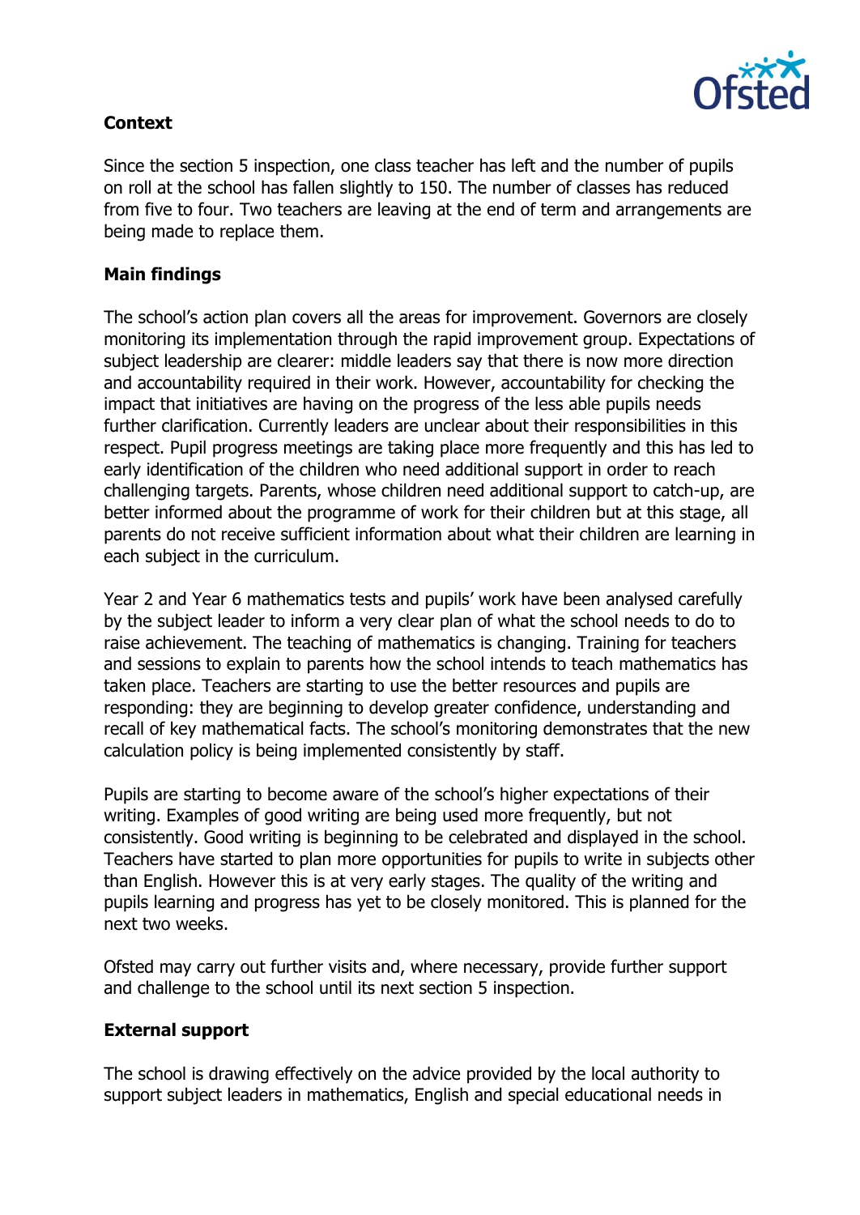**Context**

Since the section 5 inspection, one class teacher has left and the number of pupils on roll at the school has fallen slightly to 150. The number of classes has reduced from five to four. Two teachers are leaving at the end of term and arrangements are being made to replace them.

**Main findings**

The school's action plan covers all the areas for improvement. Governors are closely monitoring its implementation through the rapid improvement group. Expectations of subject leadership are clearer: middle leaders say that there is now more direction and accountability required in their work. However, accountability for checking the impact that initiatives are having on the progress of the less able pupils needs further clarification. Currently leaders are unclear about their responsibilities in this respect. Pupil progress meetings are taking place more frequently and this has led to early identification of the children who need additional support in order to reach challenging targets. Parents, whose children need additional support to catch-up, are better informed about the programme of work for their children but at this stage, all parents do not receive sufficient information about what their children are learning in each subject in the curriculum.

Year 2 and Year 6 mathematics tests and pupils' work have been analysed carefully by the subject leader to inform a very clear plan of what the school needs to do to raise achievement. The teaching of mathematics is changing. Training for teachers and sessions to explain to parents how the school intends to teach mathematics has taken place. Teachers are starting to use the better resources and pupils are responding: they are beginning to develop greater confidence, understanding and recall of key mathematical facts. The school's monitoring demonstrates that the new calculation policy is being implemented consistently by staff.

Pupils are starting to become aware of the school's higher expectations of their writing. Examples of good writing are being used more frequently, but not consistently. Good writing is beginning to be celebrated and displayed in the school. Teachers have started to plan more opportunities for pupils to write in subjects other than English. However this is at very early stages. The quality of the writing and pupils learning and progress has yet to be closely monitored. This is planned for the next two weeks.

Ofsted may carry out further visits and, where necessary, provide further support and challenge to the school until its next section 5 inspection.

**External support**

The school is drawing effectively on the advice provided by the local authority to support subject leaders in mathematics, English and special educational needs in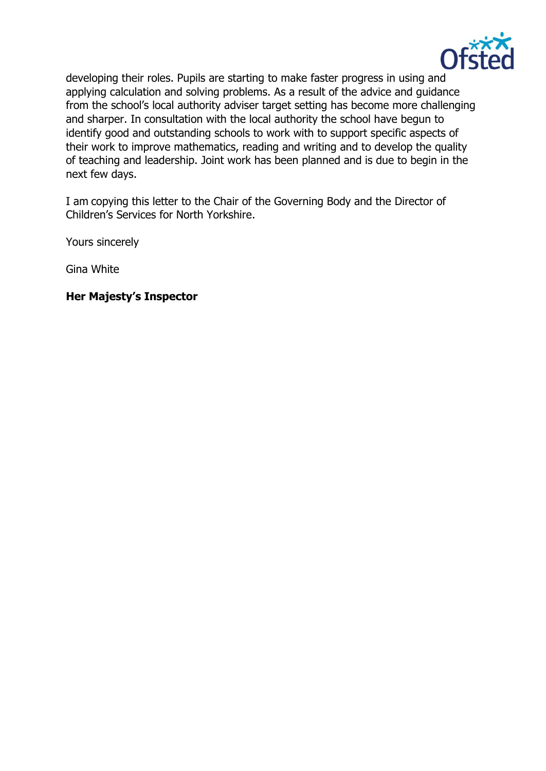developing their roles. Pupils are starting to make faster progress in using and applying calculation and solving problems. As a result of the advice and guidance from the school's local authority adviser target setting has become more challenging and sharper. In consultation with the local authority the school have begun to identify good and outstanding schools to work with to support specific aspects of their work to improve mathematics, reading and writing and to develop the quality of teaching and leadership. Joint work has been planned and is due to begin in the next few days.

I am copying this letter to the Chair of the Governing Body and the Director of Children's Services for North Yorkshire.

Yours sincerely

Gina White

**Her Majesty's Inspector**